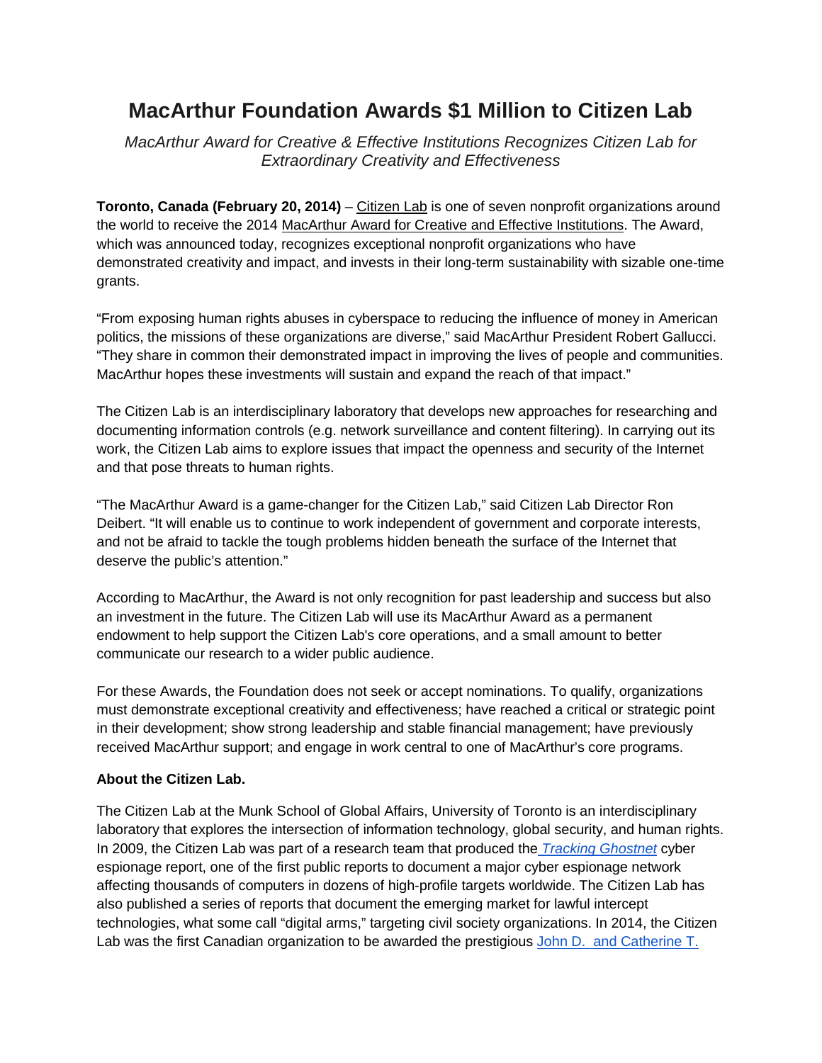# MacArthur Foundation Awards $1 Million to Citizen Lab

*MacArthur Award for Creative & Effective Institutions Recognizes Citizen Lab for Extraordinary Creativity and Effectiveness*

**Toronto, Canada (February 20, 2014)** – Citizen Lab is one of seven nonprofit organizations around the world to receive the 2014 MacArthur Award for Creative and Effective Institutions. The Award, which was announced today, recognizes exceptional nonprofit organizations who have demonstrated creativity and impact, and invests in their long-term sustainability with sizable one-time grants.

"From exposing human rights abuses in cyberspace to reducing the influence of money in American politics, the missions of these organizations are diverse," said MacArthur President Robert Gallucci. "They share in common their demonstrated impact in improving the lives of people and communities. MacArthur hopes these investments will sustain and expand the reach of that impact."

The Citizen Lab is an interdisciplinary laboratory that develops new approaches for researching and documenting information controls (e.g. network surveillance and content filtering). In carrying out its work, the Citizen Lab aims to explore issues that impact the openness and security of the Internet and that pose threats to human rights.

"The MacArthur Award is a game-changer for the Citizen Lab," said Citizen Lab Director Ron Deibert. "It will enable us to continue to work independent of government and corporate interests, and not be afraid to tackle the tough problems hidden beneath the surface of the Internet that deserve the public's attention."

According to MacArthur, the Award is not only recognition for past leadership and success but also an investment in the future. The Citizen Lab will use its MacArthur Award as a permanent endowment to help support the Citizen Lab's core operations, and a small amount to better communicate our research to a wider public audience.

For these Awards, the Foundation does not seek or accept nominations. To qualify, organizations must demonstrate exceptional creativity and effectiveness; have reached a critical or strategic point in their development; show strong leadership and stable financial management; have previously received MacArthur support; and engage in work central to one of MacArthur's core programs.

**About the Citizen Lab.**

The Citizen Lab at the Munk School of Global Affairs, University of Toronto is an interdisciplinary laboratory that explores the intersection of information technology, global security, and human rights. In 2009, the Citizen Lab was part of a research team that produced the *Tracking Ghostnet* cyber espionage report, one of the first public reports to document a major cyber espionage network affecting thousands of computers in dozens of high-profile targets worldwide. The Citizen Lab has also published a series of reports that document the emerging market for lawful intercept technologies, what some call "digital arms," targeting civil society organizations. In 2014, the Citizen Lab was the first Canadian organization to be awarded the prestigious John D. and Catherine T.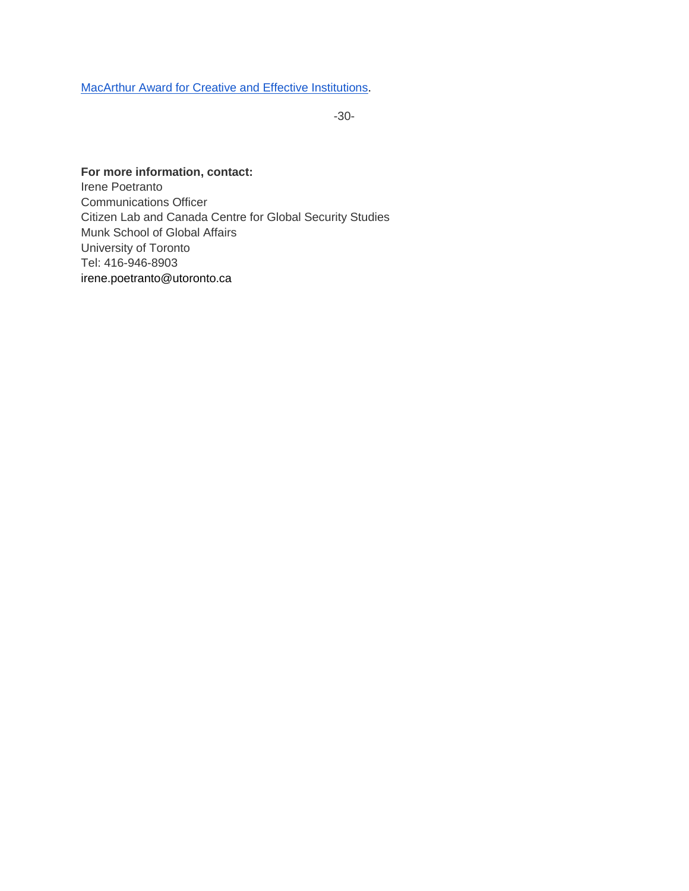MacArthur Award for Creative and Effective Institutions.

-30-

**For more information, contact:**
Irene Poetranto
Communications Officer
Citizen Lab and Canada Centre for Global Security Studies
Munk School of Global Affairs
University of Toronto
Tel: 416-946-8903
irene.poetranto@utoronto.ca